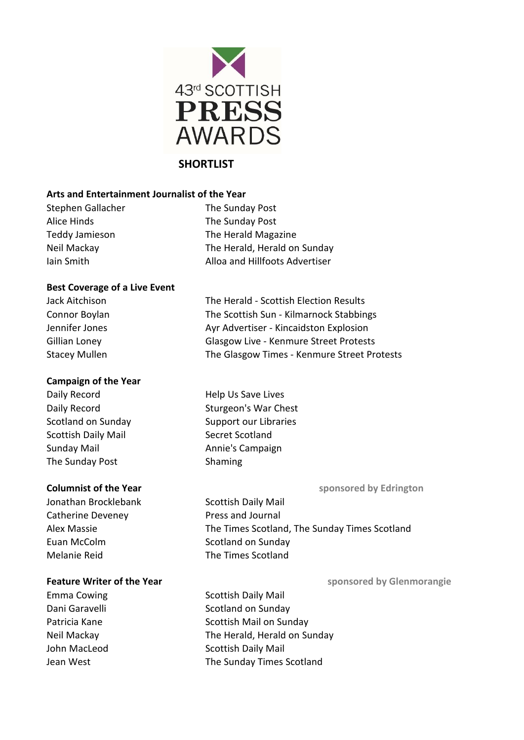# 43rd SCOTTISH PRESS AWARDS

## SHORTLIST

### Arts and Entertainment Journalist of the Year

| | |
|---|---|
| Stephen Gallacher | The Sunday Post |
| Alice Hinds | The Sunday Post |
| Teddy Jamieson | The Herald Magazine |
| Neil Mackay | The Herald, Herald on Sunday |
| Iain Smith | Alloa and Hillfoots Advertiser |

### Best Coverage of a Live Event

| | |
|---|---|
| Jack Aitchison | The Herald - Scottish Election Results |
| Connor Boylan | The Scottish Sun - Kilmarnock Stabbings |
| Jennifer Jones | Ayr Advertiser - Kincaidston Explosion |
| Gillian Loney | Glasgow Live - Kenmure Street Protests |
| Stacey Mullen | The Glasgow Times - Kenmure Street Protests |

### Campaign of the Year

| | |
|---|---|
| Daily Record | Help Us Save Lives |
| Daily Record | Sturgeon's War Chest |
| Scotland on Sunday | Support our Libraries |
| Scottish Daily Mail | Secret Scotland |
| Sunday Mail | Annie's Campaign |
| The Sunday Post | Shaming |

### Columnist of the Year

**sponsored by Edrington**

| | |
|---|---|
| Jonathan Brocklebank | Scottish Daily Mail |
| Catherine Deveney | Press and Journal |
| Alex Massie | The Times Scotland, The Sunday Times Scotland |
| Euan McColm | Scotland on Sunday |
| Melanie Reid | The Times Scotland |

### Feature Writer of the Year

**sponsored by Glenmorangie**

| | |
|---|---|
| Emma Cowing | Scottish Daily Mail |
| Dani Garavelli | Scotland on Sunday |
| Patricia Kane | Scottish Mail on Sunday |
| Neil Mackay | The Herald, Herald on Sunday |
| John MacLeod | Scottish Daily Mail |
| Jean West | The Sunday Times Scotland |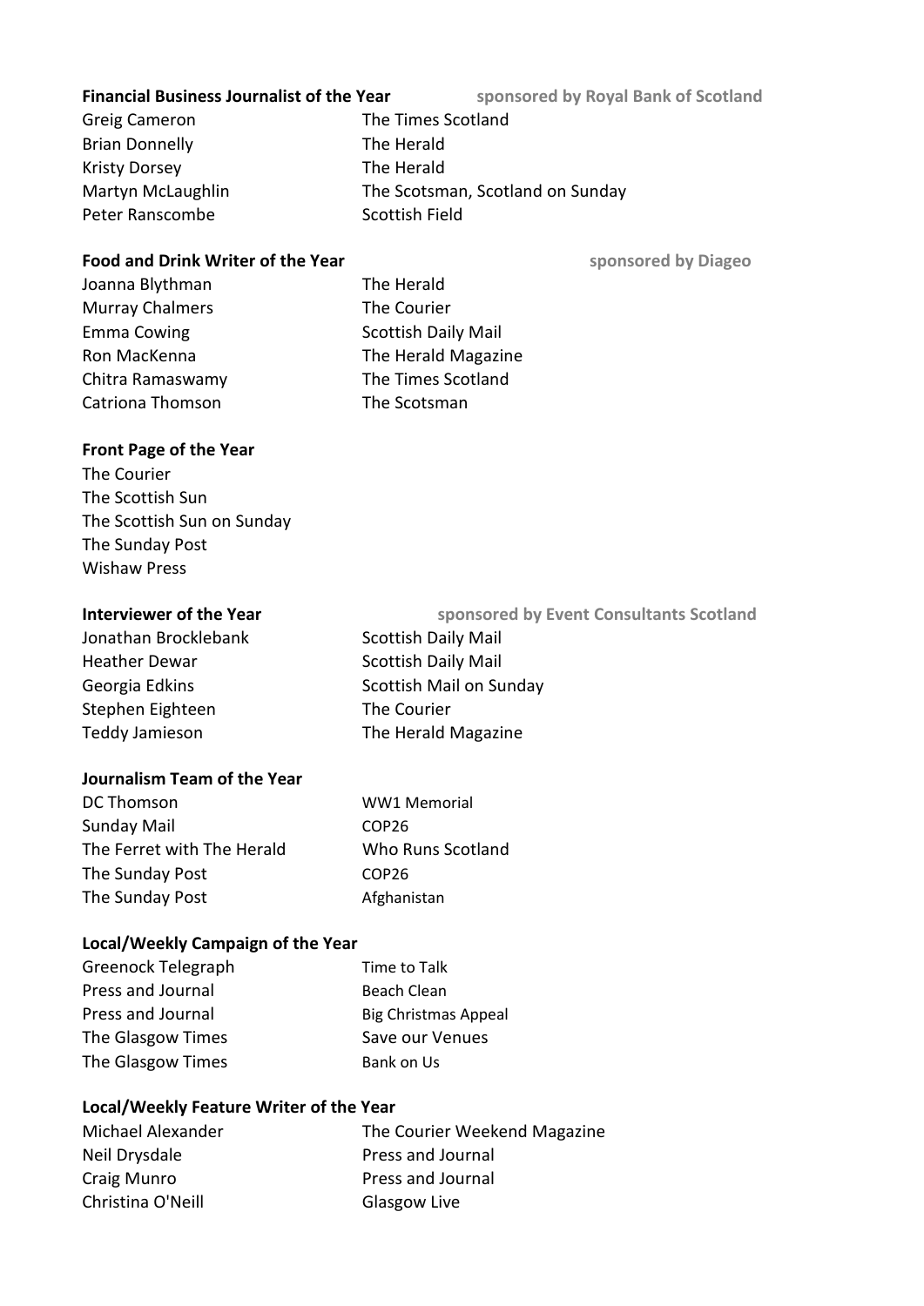**Financial Business Journalist of the Year** sponsored by Royal Bank of Scotland

| | |
|---|---|
| Greig Cameron | The Times Scotland |
| Brian Donnelly | The Herald |
| Kristy Dorsey | The Herald |
| Martyn McLaughlin | The Scotsman, Scotland on Sunday |
| Peter Ranscombe | Scottish Field |

**Food and Drink Writer of the Year** sponsored by Diageo

| | |
|---|---|
| Joanna Blythman | The Herald |
| Murray Chalmers | The Courier |
| Emma Cowing | Scottish Daily Mail |
| Ron MacKenna | The Herald Magazine |
| Chitra Ramaswamy | The Times Scotland |
| Catriona Thomson | The Scotsman |

**Front Page of the Year**

The Courier
The Scottish Sun
The Scottish Sun on Sunday
The Sunday Post
Wishaw Press

**Interviewer of the Year** sponsored by Event Consultants Scotland

| | |
|---|---|
| Jonathan Brocklebank | Scottish Daily Mail |
| Heather Dewar | Scottish Daily Mail |
| Georgia Edkins | Scottish Mail on Sunday |
| Stephen Eighteen | The Courier |
| Teddy Jamieson | The Herald Magazine |

**Journalism Team of the Year**

| | |
|---|---|
| DC Thomson | WW1 Memorial |
| Sunday Mail | COP26 |
| The Ferret with The Herald | Who Runs Scotland |
| The Sunday Post | COP26 |
| The Sunday Post | Afghanistan |

**Local/Weekly Campaign of the Year**

| | |
|---|---|
| Greenock Telegraph | Time to Talk |
| Press and Journal | Beach Clean |
| Press and Journal | Big Christmas Appeal |
| The Glasgow Times | Save our Venues |
| The Glasgow Times | Bank on Us |

**Local/Weekly Feature Writer of the Year**

| | |
|---|---|
| Michael Alexander | The Courier Weekend Magazine |
| Neil Drysdale | Press and Journal |
| Craig Munro | Press and Journal |
| Christina O'Neill | Glasgow Live |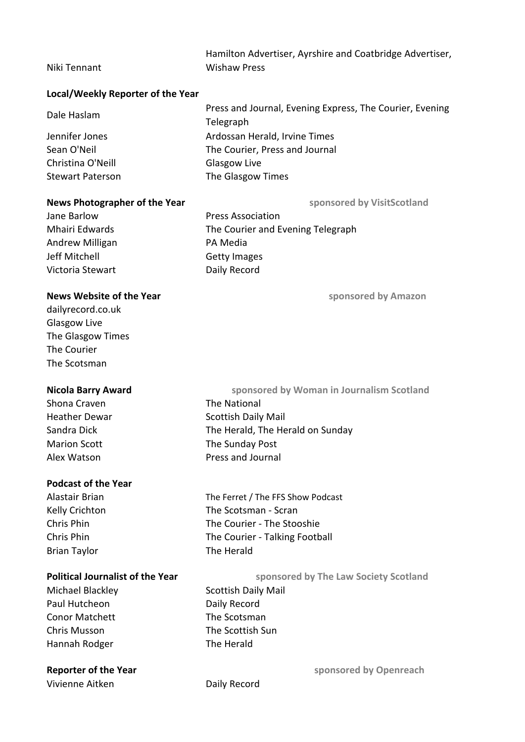| | |
|---|---|
| Niki Tennant | Hamilton Advertiser, Ayrshire and Coatbridge Advertiser, Wishaw Press |

**Local/Weekly Reporter of the Year**

| | |
|---|---|
| Dale Haslam | Press and Journal, Evening Express, The Courier, Evening Telegraph |
| Jennifer Jones | Ardossan Herald, Irvine Times |
| Sean O'Neil | The Courier, Press and Journal |
| Christina O'Neill | Glasgow Live |
| Stewart Paterson | The Glasgow Times |

**News Photographer of the Year** — **sponsored by VisitScotland**

| | |
|---|---|
| Jane Barlow | Press Association |
| Mhairi Edwards | The Courier and Evening Telegraph |
| Andrew Milligan | PA Media |
| Jeff Mitchell | Getty Images |
| Victoria Stewart | Daily Record |

**News Website of the Year** — **sponsored by Amazon**

dailyrecord.co.uk
Glasgow Live
The Glasgow Times
The Courier
The Scotsman

**Nicola Barry Award** — **sponsored by Woman in Journalism Scotland**

| | |
|---|---|
| Shona Craven | The National |
| Heather Dewar | Scottish Daily Mail |
| Sandra Dick | The Herald, The Herald on Sunday |
| Marion Scott | The Sunday Post |
| Alex Watson | Press and Journal |

**Podcast of the Year**

| | |
|---|---|
| Alastair Brian | The Ferret / The FFS Show Podcast |
| Kelly Crichton | The Scotsman - Scran |
| Chris Phin | The Courier - The Stooshie |
| Chris Phin | The Courier - Talking Football |
| Brian Taylor | The Herald |

**Political Journalist of the Year** — **sponsored by The Law Society Scotland**

| | |
|---|---|
| Michael Blackley | Scottish Daily Mail |
| Paul Hutcheon | Daily Record |
| Conor Matchett | The Scotsman |
| Chris Musson | The Scottish Sun |
| Hannah Rodger | The Herald |

**Reporter of the Year** — **sponsored by Openreach**

| | |
|---|---|
| Vivienne Aitken | Daily Record |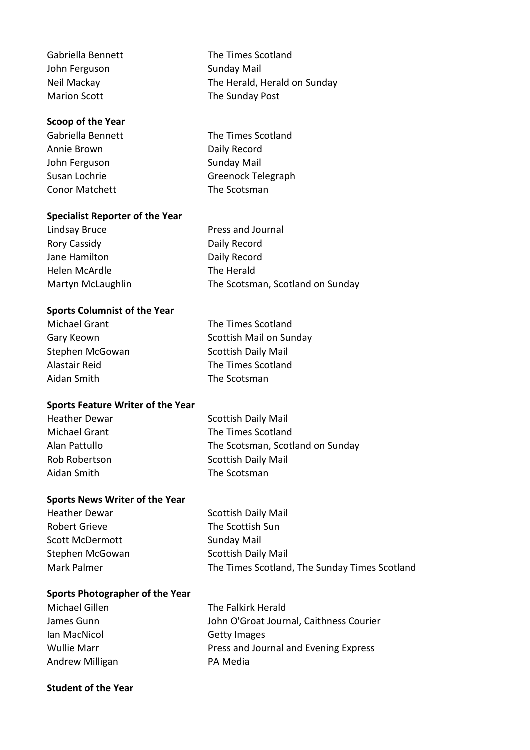| | |
|---|---|
| Gabriella Bennett | The Times Scotland |
| John Ferguson | Sunday Mail |
| Neil Mackay | The Herald, Herald on Sunday |
| Marion Scott | The Sunday Post |

**Scoop of the Year**

| | |
|---|---|
| Gabriella Bennett | The Times Scotland |
| Annie Brown | Daily Record |
| John Ferguson | Sunday Mail |
| Susan Lochrie | Greenock Telegraph |
| Conor Matchett | The Scotsman |

**Specialist Reporter of the Year**

| | |
|---|---|
| Lindsay Bruce | Press and Journal |
| Rory Cassidy | Daily Record |
| Jane Hamilton | Daily Record |
| Helen McArdle | The Herald |
| Martyn McLaughlin | The Scotsman, Scotland on Sunday |

**Sports Columnist of the Year**

| | |
|---|---|
| Michael Grant | The Times Scotland |
| Gary Keown | Scottish Mail on Sunday |
| Stephen McGowan | Scottish Daily Mail |
| Alastair Reid | The Times Scotland |
| Aidan Smith | The Scotsman |

**Sports Feature Writer of the Year**

| | |
|---|---|
| Heather Dewar | Scottish Daily Mail |
| Michael Grant | The Times Scotland |
| Alan Pattullo | The Scotsman, Scotland on Sunday |
| Rob Robertson | Scottish Daily Mail |
| Aidan Smith | The Scotsman |

**Sports News Writer of the Year**

| | |
|---|---|
| Heather Dewar | Scottish Daily Mail |
| Robert Grieve | The Scottish Sun |
| Scott McDermott | Sunday Mail |
| Stephen McGowan | Scottish Daily Mail |
| Mark Palmer | The Times Scotland, The Sunday Times Scotland |

**Sports Photographer of the Year**

| | |
|---|---|
| Michael Gillen | The Falkirk Herald |
| James Gunn | John O'Groat Journal, Caithness Courier |
| Ian MacNicol | Getty Images |
| Wullie Marr | Press and Journal and Evening Express |
| Andrew Milligan | PA Media |

**Student of the Year**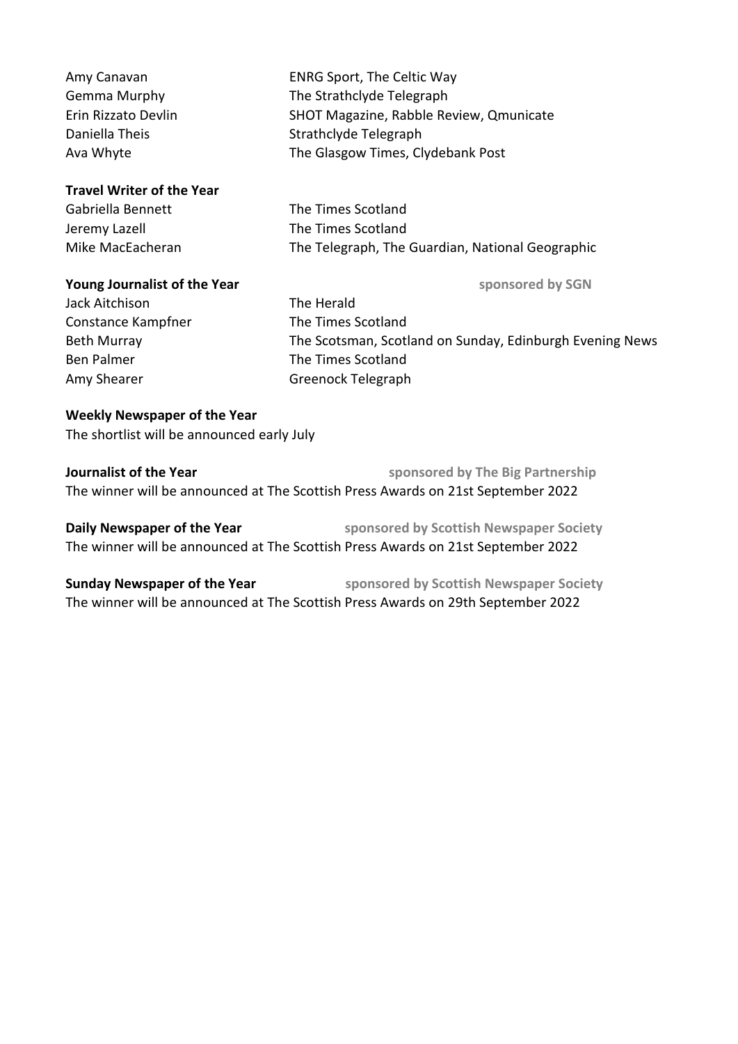| | |
|---|---|
| Amy Canavan | ENRG Sport, The Celtic Way |
| Gemma Murphy | The Strathclyde Telegraph |
| Erin Rizzato Devlin | SHOT Magazine, Rabble Review, Qmunicate |
| Daniella Theis | Strathclyde Telegraph |
| Ava Whyte | The Glasgow Times, Clydebank Post |

**Travel Writer of the Year**

| | |
|---|---|
| Gabriella Bennett | The Times Scotland |
| Jeremy Lazell | The Times Scotland |
| Mike MacEacheran | The Telegraph, The Guardian, National Geographic |

**Young Journalist of the Year** **sponsored by SGN**

| | |
|---|---|
| Jack Aitchison | The Herald |
| Constance Kampfner | The Times Scotland |
| Beth Murray | The Scotsman, Scotland on Sunday, Edinburgh Evening News |
| Ben Palmer | The Times Scotland |
| Amy Shearer | Greenock Telegraph |

**Weekly Newspaper of the Year**

The shortlist will be announced early July

**Journalist of the Year** **sponsored by The Big Partnership**

The winner will be announced at The Scottish Press Awards on 21st September 2022

**Daily Newspaper of the Year** **sponsored by Scottish Newspaper Society**

The winner will be announced at The Scottish Press Awards on 21st September 2022

**Sunday Newspaper of the Year** **sponsored by Scottish Newspaper Society**

The winner will be announced at The Scottish Press Awards on 29th September 2022